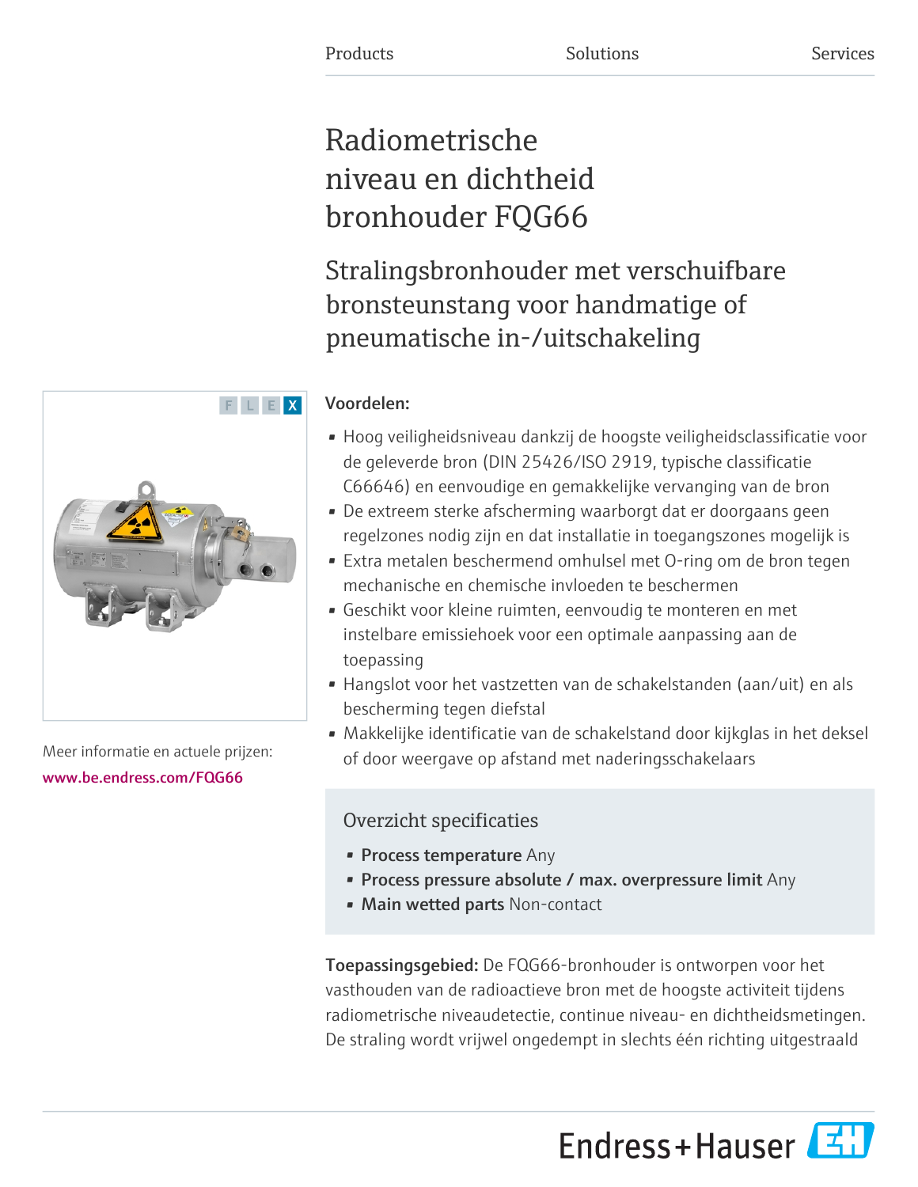Products Solutions Services

# Radiometrische niveau en dichtheid bronhouder FQG66

## Stralingsbronhouder met verschuifbare bronsteunstang voor handmatige of pneumatische in-/uitschakeling

F L E X

Meer informatie en actuele prijzen:
www.be.endress.com/FQG66

**Voordelen:**

- Hoog veiligheidsniveau dankzij de hoogste veiligheidsclassificatie voor de geleverde bron (DIN 25426/ISO 2919, typische classificatie C66646) en eenvoudige en gemakkelijke vervanging van de bron
- De extreem sterke afscherming waarborgt dat er doorgaans geen regelzones nodig zijn en dat installatie in toegangszones mogelijk is
- Extra metalen beschermend omhulsel met O-ring om de bron tegen mechanische en chemische invloeden te beschermen
- Geschikt voor kleine ruimten, eenvoudig te monteren en met instelbare emissiehoek voor een optimale aanpassing aan de toepassing
- Hangslot voor het vastzetten van de schakelstanden (aan/uit) en als bescherming tegen diefstal
- Makkelijke identificatie van de schakelstand door kijkglas in het deksel of door weergave op afstand met naderingsschakelaars

### Overzicht specificaties

- **Process temperature** Any
- **Process pressure absolute / max. overpressure limit** Any
- **Main wetted parts** Non-contact

**Toepassingsgebied:** De FQG66-bronhouder is ontworpen voor het vasthouden van de radioactieve bron met de hoogste activiteit tijdens radiometrische niveaudetectie, continue niveau- en dichtheidsmetingen. De straling wordt vrijwel ongedempt in slechts één richting uitgestraald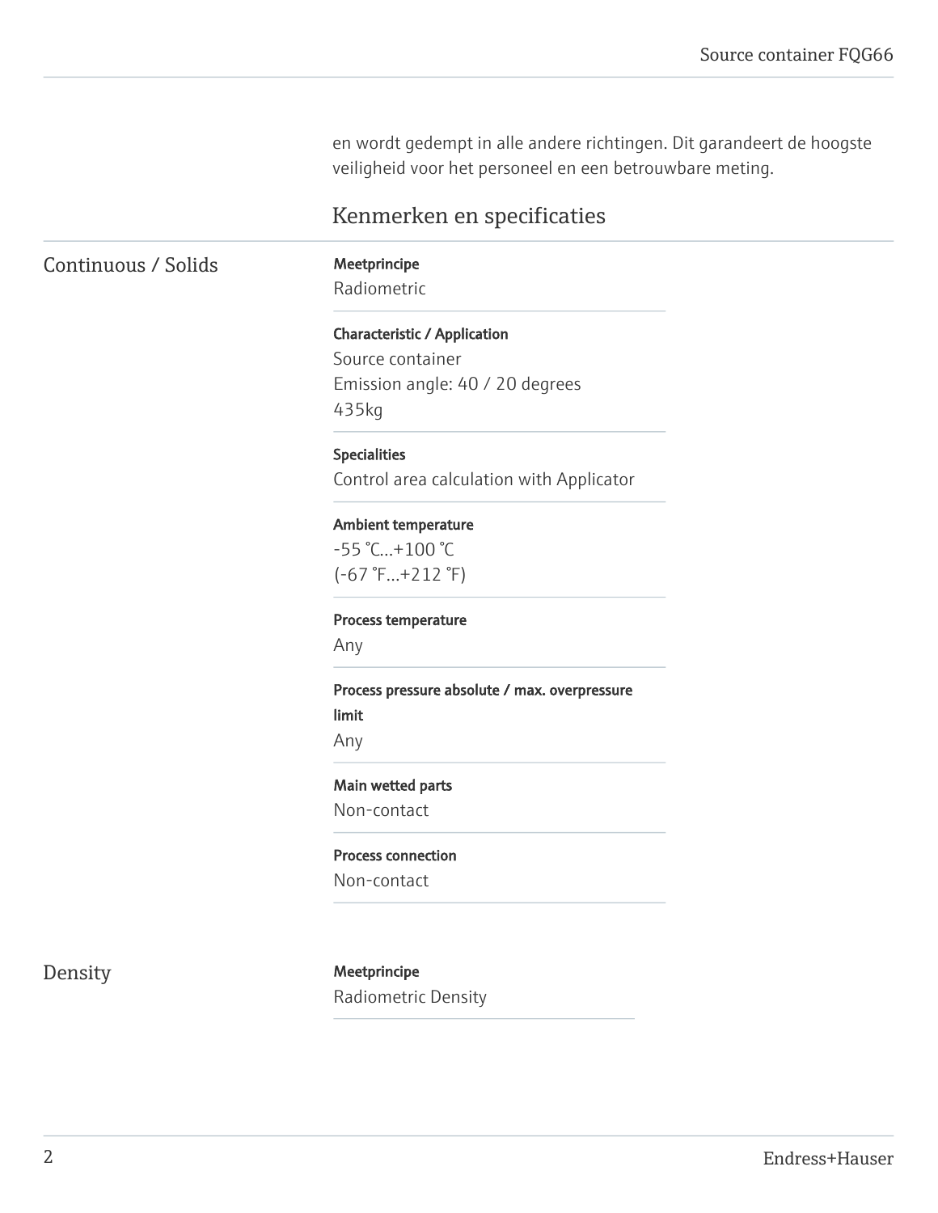en wordt gedempt in alle andere richtingen. Dit garandeert de hoogste veiligheid voor het personeel en een betrouwbare meting.

## Kenmerken en specificaties

### Continuous / Solids

**Meetprincipe**
Radiometric

**Characteristic / Application**
Source container
Emission angle: 40 / 20 degrees
435kg

**Specialities**
Control area calculation with Applicator

**Ambient temperature**
-55 °C...+100 °C
(-67 °F...+212 °F)

**Process temperature**
Any

**Process pressure absolute / max. overpressure limit**
Any

**Main wetted parts**
Non-contact

**Process connection**
Non-contact

### Density

**Meetprincipe**
Radiometric Density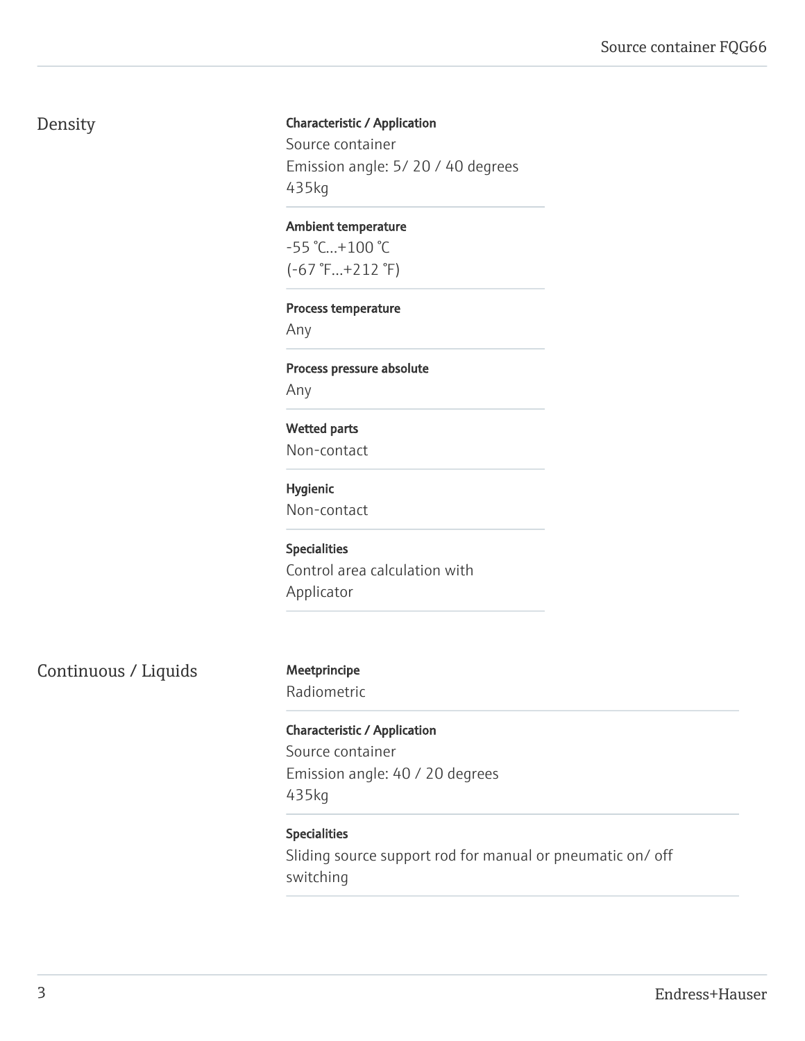## Density

**Characteristic / Application**
Source container
Emission angle: 5/ 20 / 40 degrees
435kg

**Ambient temperature**
-55 °C...+100 °C
(-67 °F...+212 °F)

**Process temperature**
Any

**Process pressure absolute**
Any

**Wetted parts**
Non-contact

**Hygienic**
Non-contact

**Specialities**
Control area calculation with Applicator

## Continuous / Liquids

**Meetprincipe**
Radiometric

**Characteristic / Application**
Source container
Emission angle: 40 / 20 degrees
435kg

**Specialities**
Sliding source support rod for manual or pneumatic on/ off switching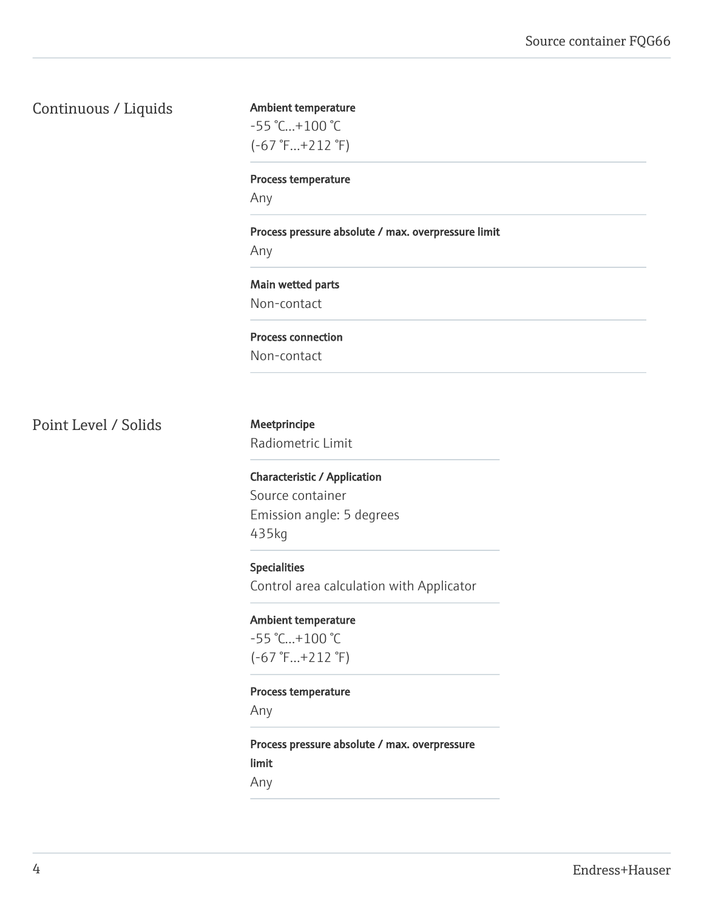## Continuous / Liquids

**Ambient temperature**
-55 °C...+100 °C
(-67 °F...+212 °F)

**Process temperature**
Any

**Process pressure absolute / max. overpressure limit**
Any

**Main wetted parts**
Non-contact

**Process connection**
Non-contact

## Point Level / Solids

**Meetprincipe**
Radiometric Limit

**Characteristic / Application**
Source container
Emission angle: 5 degrees
435kg

**Specialities**
Control area calculation with Applicator

**Ambient temperature**
-55 °C...+100 °C
(-67 °F...+212 °F)

**Process temperature**
Any

**Process pressure absolute / max. overpressure limit**
Any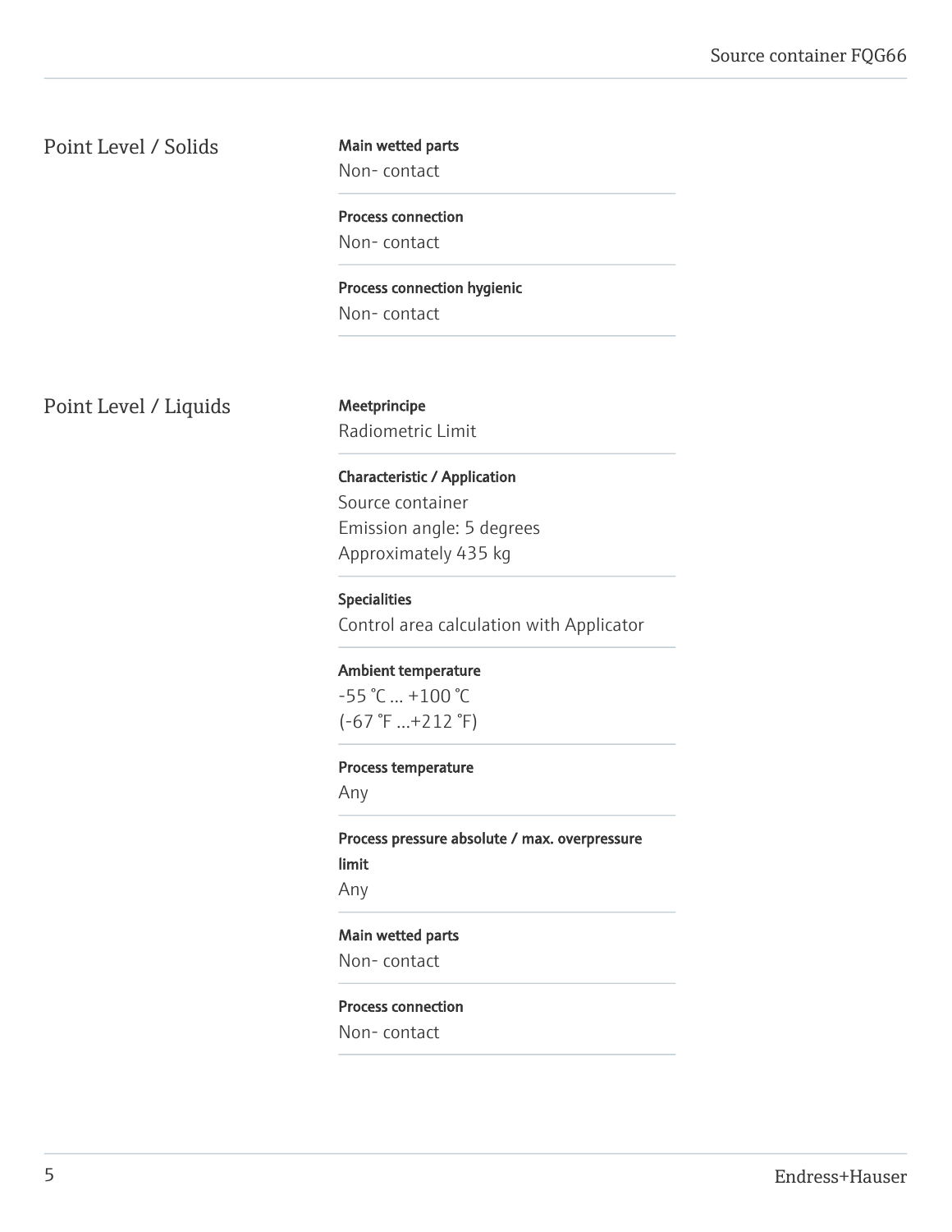## Point Level / Solids

**Main wetted parts**
Non- contact

**Process connection**
Non- contact

**Process connection hygienic**
Non- contact

## Point Level / Liquids

**Meetprincipe**
Radiometric Limit

**Characteristic / Application**
Source container
Emission angle: 5 degrees
Approximately 435 kg

**Specialities**
Control area calculation with Applicator

**Ambient temperature**
-55 °C ... +100 °C
(-67 °F ...+212 °F)

**Process temperature**
Any

**Process pressure absolute / max. overpressure limit**
Any

**Main wetted parts**
Non- contact

**Process connection**
Non- contact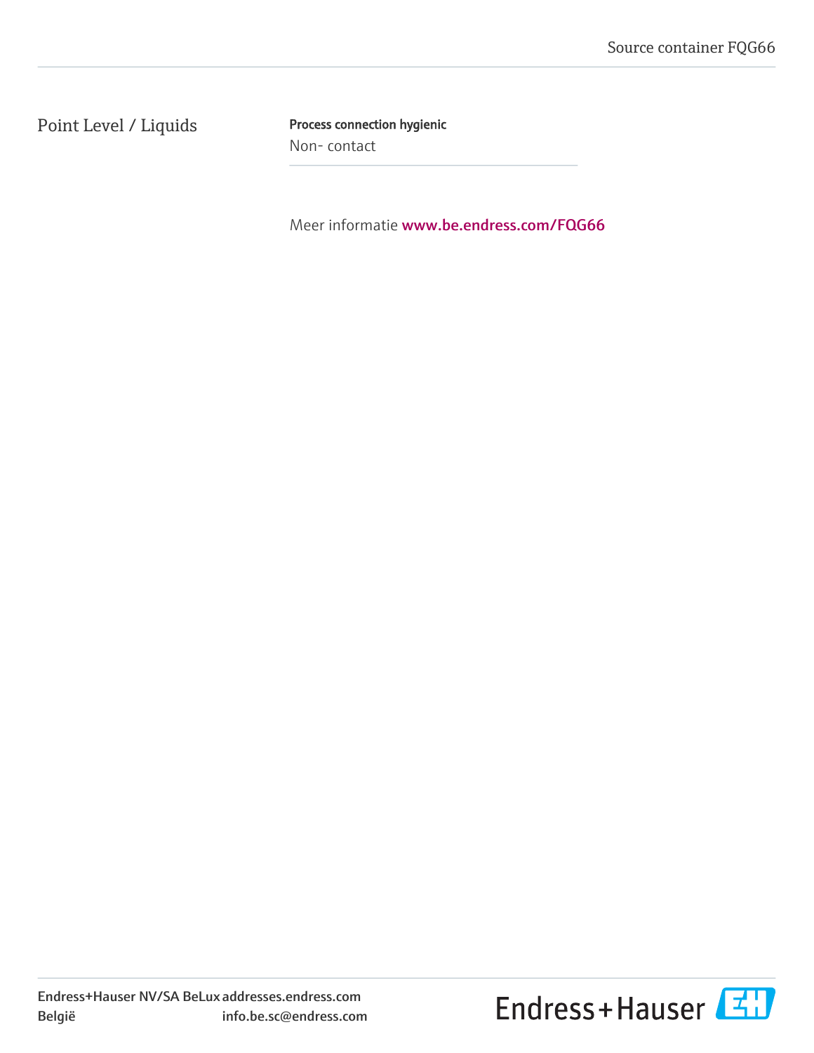Point Level / Liquids

**Process connection hygienic**

Non- contact

Meer informatie **www.be.endress.com/FQG66**

Endress+Hauser NV/SA BeLux
België

addresses.endress.com
info.be.sc@endress.com